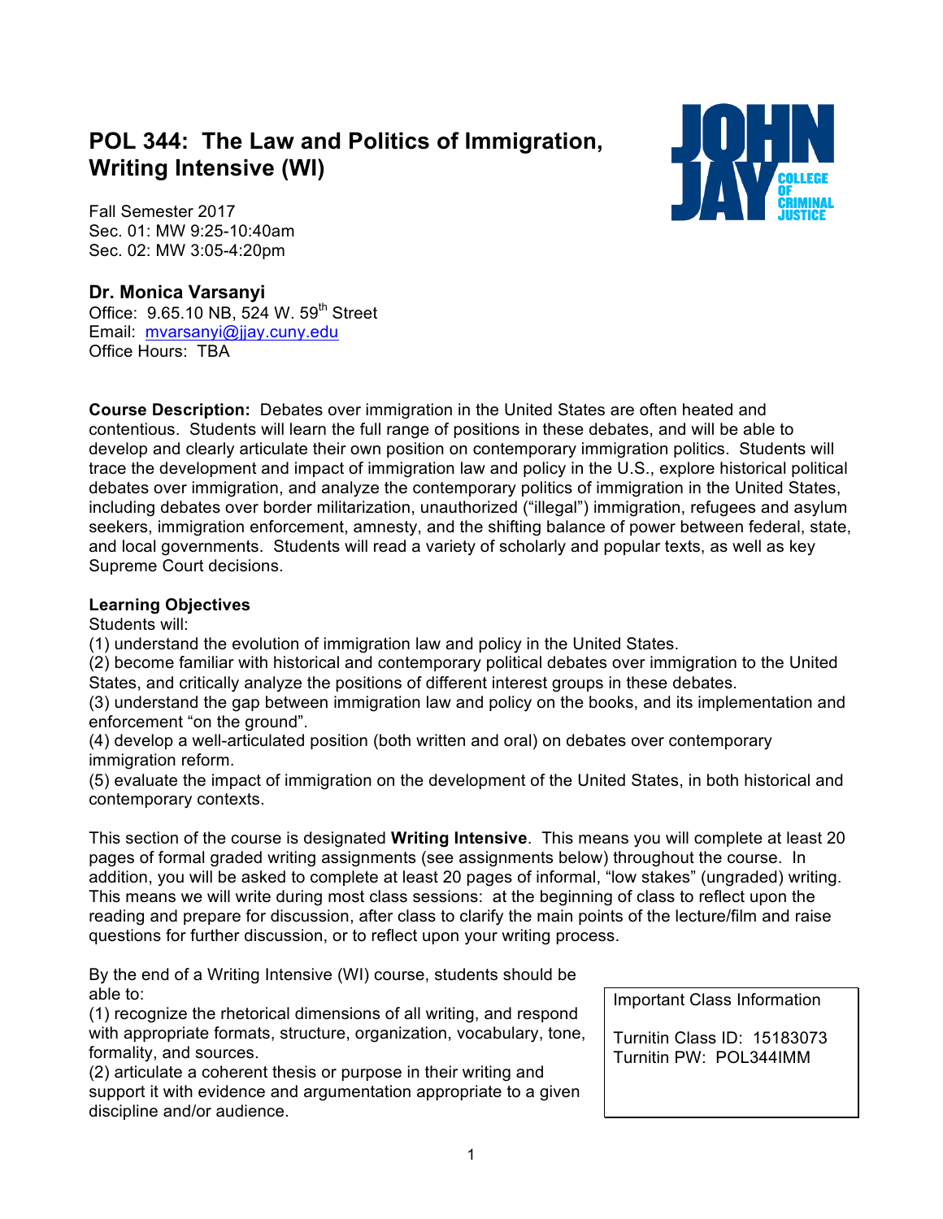# POL 344: The Law and Politics of Immigration, Writing Intensive (WI)

Fall Semester 2017
Sec. 01: MW 9:25-10:40am
Sec. 02: MW 3:05-4:20pm

### Dr. Monica Varsanyi

Office: 9.65.10 NB, 524 W. 59th Street
Email: mvarsanyi@jjay.cuny.edu
Office Hours: TBA

**Course Description:** Debates over immigration in the United States are often heated and contentious. Students will learn the full range of positions in these debates, and will be able to develop and clearly articulate their own position on contemporary immigration politics. Students will trace the development and impact of immigration law and policy in the U.S., explore historical political debates over immigration, and analyze the contemporary politics of immigration in the United States, including debates over border militarization, unauthorized ("illegal") immigration, refugees and asylum seekers, immigration enforcement, amnesty, and the shifting balance of power between federal, state, and local governments. Students will read a variety of scholarly and popular texts, as well as key Supreme Court decisions.

**Learning Objectives**

Students will:
(1) understand the evolution of immigration law and policy in the United States.
(2) become familiar with historical and contemporary political debates over immigration to the United States, and critically analyze the positions of different interest groups in these debates.
(3) understand the gap between immigration law and policy on the books, and its implementation and enforcement "on the ground".
(4) develop a well-articulated position (both written and oral) on debates over contemporary immigration reform.
(5) evaluate the impact of immigration on the development of the United States, in both historical and contemporary contexts.

This section of the course is designated **Writing Intensive**. This means you will complete at least 20 pages of formal graded writing assignments (see assignments below) throughout the course. In addition, you will be asked to complete at least 20 pages of informal, "low stakes" (ungraded) writing. This means we will write during most class sessions: at the beginning of class to reflect upon the reading and prepare for discussion, after class to clarify the main points of the lecture/film and raise questions for further discussion, or to reflect upon your writing process.

By the end of a Writing Intensive (WI) course, students should be able to:
(1) recognize the rhetorical dimensions of all writing, and respond with appropriate formats, structure, organization, vocabulary, tone, formality, and sources.
(2) articulate a coherent thesis or purpose in their writing and support it with evidence and argumentation appropriate to a given discipline and/or audience.

Important Class Information

Turnitin Class ID: 15183073
Turnitin PW: POL344IMM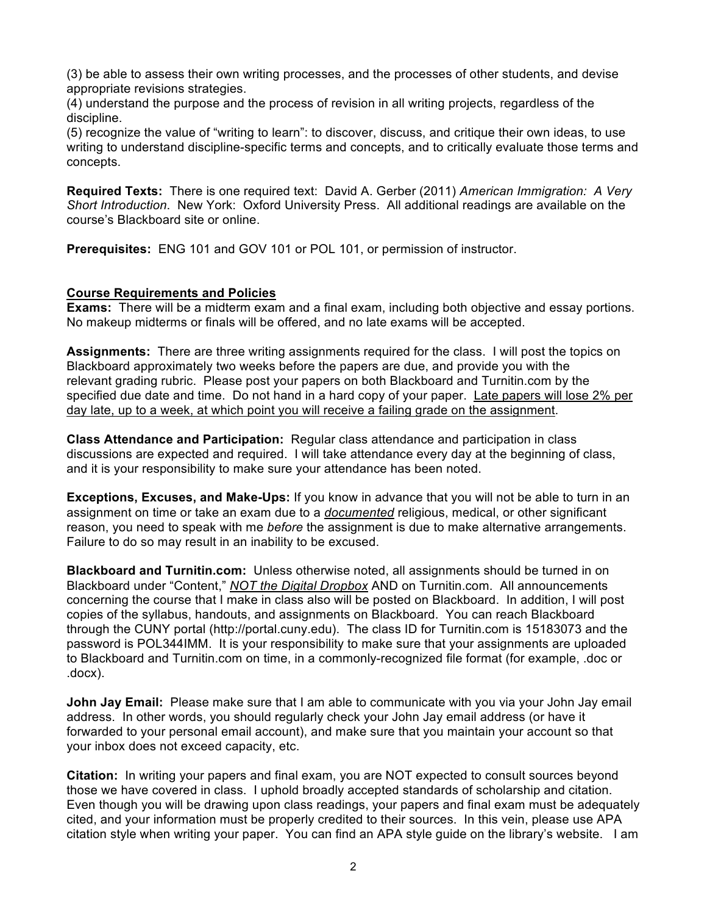(3) be able to assess their own writing processes, and the processes of other students, and devise appropriate revisions strategies.
(4) understand the purpose and the process of revision in all writing projects, regardless of the discipline.
(5) recognize the value of "writing to learn": to discover, discuss, and critique their own ideas, to use writing to understand discipline-specific terms and concepts, and to critically evaluate those terms and concepts.

**Required Texts:** There is one required text: David A. Gerber (2011) *American Immigration: A Very Short Introduction*. New York: Oxford University Press. All additional readings are available on the course's Blackboard site or online.

**Prerequisites:** ENG 101 and GOV 101 or POL 101, or permission of instructor.

## Course Requirements and Policies

**Exams:** There will be a midterm exam and a final exam, including both objective and essay portions. No makeup midterms or finals will be offered, and no late exams will be accepted.

**Assignments:** There are three writing assignments required for the class. I will post the topics on Blackboard approximately two weeks before the papers are due, and provide you with the relevant grading rubric. Please post your papers on both Blackboard and Turnitin.com by the specified due date and time. Do not hand in a hard copy of your paper. Late papers will lose 2% per day late, up to a week, at which point you will receive a failing grade on the assignment.

**Class Attendance and Participation:** Regular class attendance and participation in class discussions are expected and required. I will take attendance every day at the beginning of class, and it is your responsibility to make sure your attendance has been noted.

**Exceptions, Excuses, and Make-Ups:** If you know in advance that you will not be able to turn in an assignment on time or take an exam due to a ***documented*** religious, medical, or other significant reason, you need to speak with me *before* the assignment is due to make alternative arrangements. Failure to do so may result in an inability to be excused.

**Blackboard and Turnitin.com:** Unless otherwise noted, all assignments should be turned in on Blackboard under "Content," ***NOT the Digital Dropbox*** AND on Turnitin.com. All announcements concerning the course that I make in class also will be posted on Blackboard. In addition, I will post copies of the syllabus, handouts, and assignments on Blackboard. You can reach Blackboard through the CUNY portal (http://portal.cuny.edu). The class ID for Turnitin.com is 15183073 and the password is POL344IMM. It is your responsibility to make sure that your assignments are uploaded to Blackboard and Turnitin.com on time, in a commonly-recognized file format (for example, .doc or .docx).

**John Jay Email:** Please make sure that I am able to communicate with you via your John Jay email address. In other words, you should regularly check your John Jay email address (or have it forwarded to your personal email account), and make sure that you maintain your account so that your inbox does not exceed capacity, etc.

**Citation:** In writing your papers and final exam, you are NOT expected to consult sources beyond those we have covered in class. I uphold broadly accepted standards of scholarship and citation. Even though you will be drawing upon class readings, your papers and final exam must be adequately cited, and your information must be properly credited to their sources. In this vein, please use APA citation style when writing your paper. You can find an APA style guide on the library's website. I am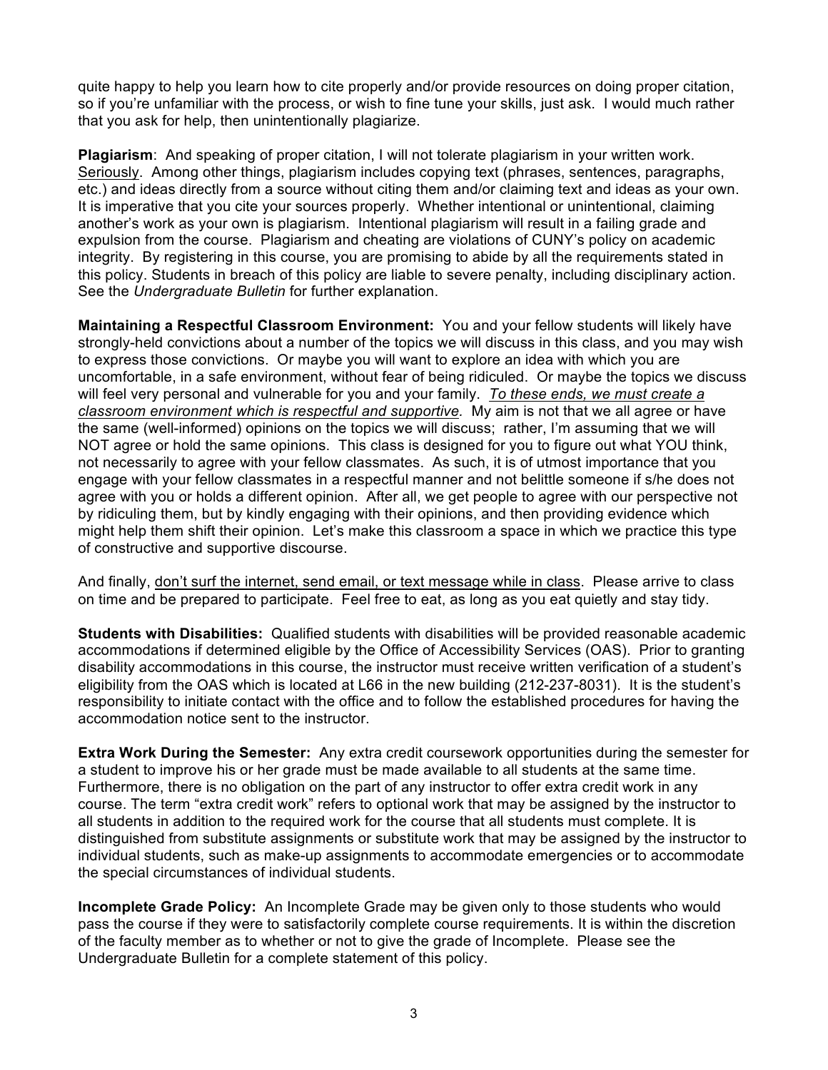quite happy to help you learn how to cite properly and/or provide resources on doing proper citation, so if you're unfamiliar with the process, or wish to fine tune your skills, just ask. I would much rather that you ask for help, then unintentionally plagiarize.

**Plagiarism**: And speaking of proper citation, I will not tolerate plagiarism in your written work. Seriously. Among other things, plagiarism includes copying text (phrases, sentences, paragraphs, etc.) and ideas directly from a source without citing them and/or claiming text and ideas as your own. It is imperative that you cite your sources properly. Whether intentional or unintentional, claiming another's work as your own is plagiarism. Intentional plagiarism will result in a failing grade and expulsion from the course. Plagiarism and cheating are violations of CUNY's policy on academic integrity. By registering in this course, you are promising to abide by all the requirements stated in this policy. Students in breach of this policy are liable to severe penalty, including disciplinary action. See the *Undergraduate Bulletin* for further explanation.

**Maintaining a Respectful Classroom Environment:** You and your fellow students will likely have strongly-held convictions about a number of the topics we will discuss in this class, and you may wish to express those convictions. Or maybe you will want to explore an idea with which you are uncomfortable, in a safe environment, without fear of being ridiculed. Or maybe the topics we discuss will feel very personal and vulnerable for you and your family. *To these ends, we must create a classroom environment which is respectful and supportive.* My aim is not that we all agree or have the same (well-informed) opinions on the topics we will discuss; rather, I'm assuming that we will NOT agree or hold the same opinions. This class is designed for you to figure out what YOU think, not necessarily to agree with your fellow classmates. As such, it is of utmost importance that you engage with your fellow classmates in a respectful manner and not belittle someone if s/he does not agree with you or holds a different opinion. After all, we get people to agree with our perspective not by ridiculing them, but by kindly engaging with their opinions, and then providing evidence which might help them shift their opinion. Let's make this classroom a space in which we practice this type of constructive and supportive discourse.

And finally, don't surf the internet, send email, or text message while in class. Please arrive to class on time and be prepared to participate. Feel free to eat, as long as you eat quietly and stay tidy.

**Students with Disabilities:** Qualified students with disabilities will be provided reasonable academic accommodations if determined eligible by the Office of Accessibility Services (OAS). Prior to granting disability accommodations in this course, the instructor must receive written verification of a student's eligibility from the OAS which is located at L66 in the new building (212-237-8031). It is the student's responsibility to initiate contact with the office and to follow the established procedures for having the accommodation notice sent to the instructor.

**Extra Work During the Semester:** Any extra credit coursework opportunities during the semester for a student to improve his or her grade must be made available to all students at the same time. Furthermore, there is no obligation on the part of any instructor to offer extra credit work in any course. The term "extra credit work" refers to optional work that may be assigned by the instructor to all students in addition to the required work for the course that all students must complete. It is distinguished from substitute assignments or substitute work that may be assigned by the instructor to individual students, such as make-up assignments to accommodate emergencies or to accommodate the special circumstances of individual students.

**Incomplete Grade Policy:** An Incomplete Grade may be given only to those students who would pass the course if they were to satisfactorily complete course requirements. It is within the discretion of the faculty member as to whether or not to give the grade of Incomplete. Please see the Undergraduate Bulletin for a complete statement of this policy.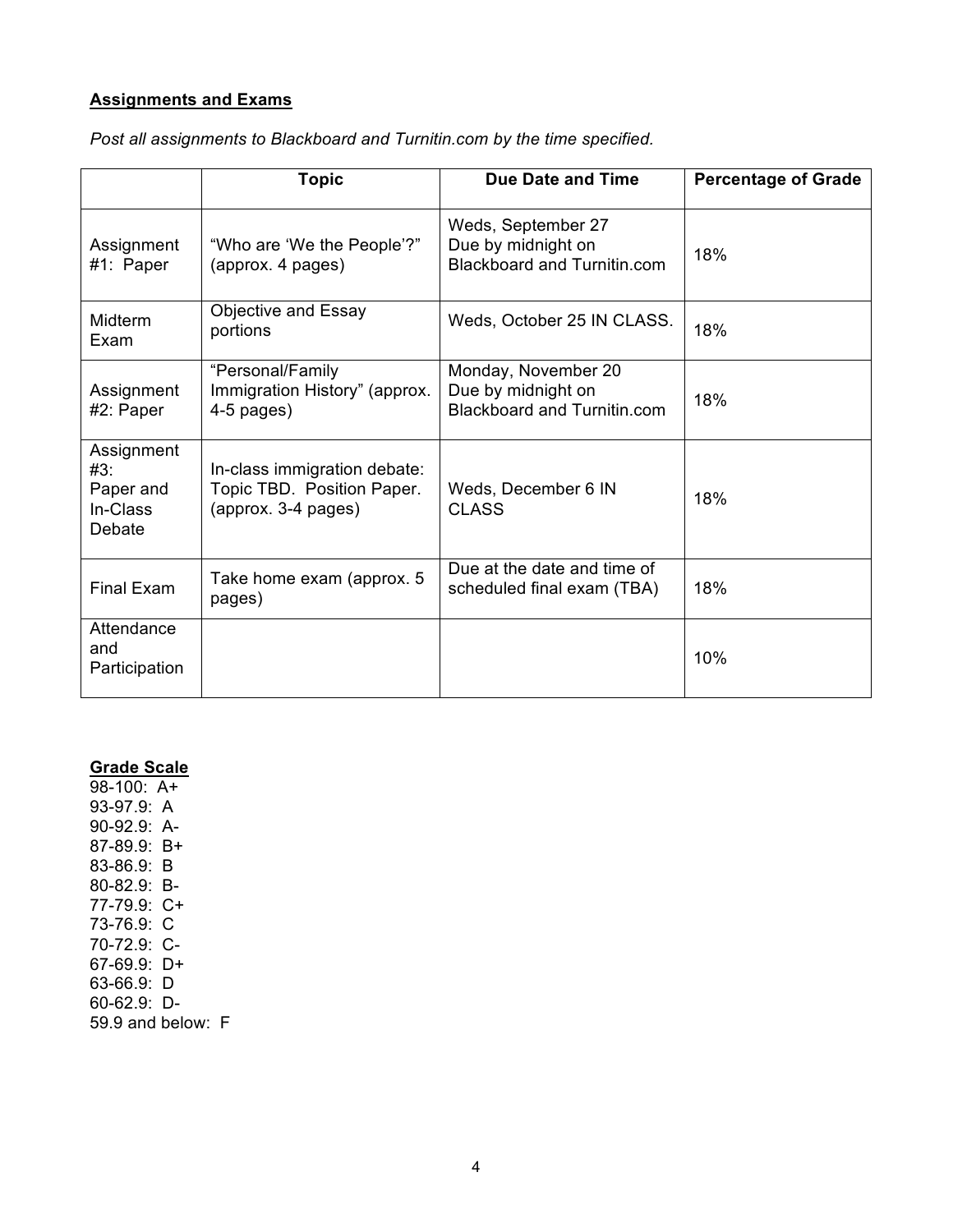**Assignments and Exams**

*Post all assignments to Blackboard and Turnitin.com by the time specified.*

| | Topic | Due Date and Time | Percentage of Grade |
|---|---|---|---|
| Assignment #1: Paper | "Who are 'We the People'?" (approx. 4 pages) | Weds, September 27 Due by midnight on Blackboard and Turnitin.com | 18% |
| Midterm Exam | Objective and Essay portions | Weds, October 25 IN CLASS. | 18% |
| Assignment #2: Paper | "Personal/Family Immigration History" (approx. 4-5 pages) | Monday, November 20 Due by midnight on Blackboard and Turnitin.com | 18% |
| Assignment #3: Paper and In-Class Debate | In-class immigration debate: Topic TBD. Position Paper. (approx. 3-4 pages) | Weds, December 6 IN CLASS | 18% |
| Final Exam | Take home exam (approx. 5 pages) | Due at the date and time of scheduled final exam (TBA) | 18% |
| Attendance and Participation | | | 10% |

**Grade Scale**

98-100: A+
93-97.9: A
90-92.9: A-
87-89.9: B+
83-86.9: B
80-82.9: B-
77-79.9: C+
73-76.9: C
70-72.9: C-
67-69.9: D+
63-66.9: D
60-62.9: D-
59.9 and below: F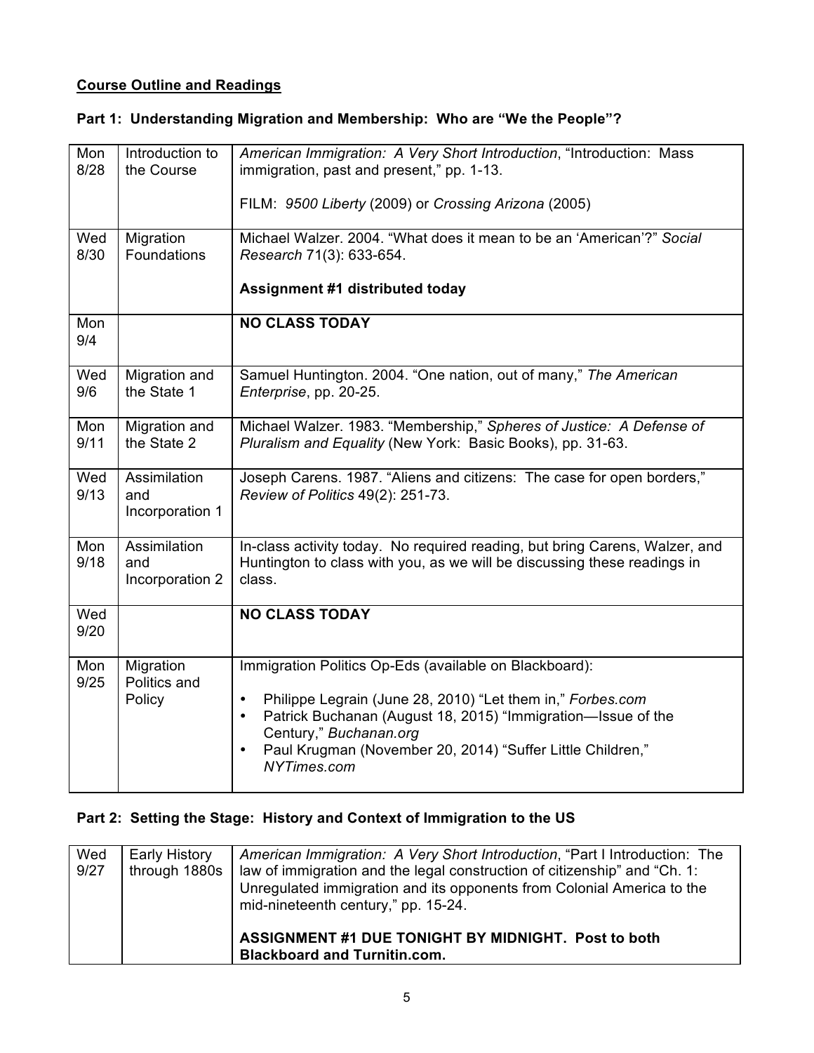**Course Outline and Readings**

**Part 1: Understanding Migration and Membership: Who are "We the People"?**

| | | |
|---|---|---|
| Mon 8/28 | Introduction to the Course | *American Immigration: A Very Short Introduction*, "Introduction: Mass immigration, past and present," pp. 1-13.<br><br>FILM: *9500 Liberty* (2009) or *Crossing Arizona* (2005) |
| Wed 8/30 | Migration Foundations | Michael Walzer. 2004. "What does it mean to be an 'American'?" *Social Research* 71(3): 633-654.<br><br>**Assignment #1 distributed today** |
| Mon 9/4 | | **NO CLASS TODAY** |
| Wed 9/6 | Migration and the State 1 | Samuel Huntington. 2004. "One nation, out of many," *The American Enterprise*, pp. 20-25. |
| Mon 9/11 | Migration and the State 2 | Michael Walzer. 1983. "Membership," *Spheres of Justice: A Defense of Pluralism and Equality* (New York: Basic Books), pp. 31-63. |
| Wed 9/13 | Assimilation and Incorporation 1 | Joseph Carens. 1987. "Aliens and citizens: The case for open borders," *Review of Politics* 49(2): 251-73. |
| Mon 9/18 | Assimilation and Incorporation 2 | In-class activity today. No required reading, but bring Carens, Walzer, and Huntington to class with you, as we will be discussing these readings in class. |
| Wed 9/20 | | **NO CLASS TODAY** |
| Mon 9/25 | Migration Politics and Policy | Immigration Politics Op-Eds (available on Blackboard):<br>• Philippe Legrain (June 28, 2010) "Let them in," *Forbes.com*<br>• Patrick Buchanan (August 18, 2015) "Immigration—Issue of the Century," *Buchanan.org*<br>• Paul Krugman (November 20, 2014) "Suffer Little Children," *NYTimes.com* |

**Part 2: Setting the Stage: History and Context of Immigration to the US**

| | | |
|---|---|---|
| Wed 9/27 | Early History through 1880s | *American Immigration: A Very Short Introduction*, "Part I Introduction: The law of immigration and the legal construction of citizenship" and "Ch. 1: Unregulated immigration and its opponents from Colonial America to the mid-nineteenth century," pp. 15-24.<br><br>**ASSIGNMENT #1 DUE TONIGHT BY MIDNIGHT. Post to both Blackboard and Turnitin.com.** |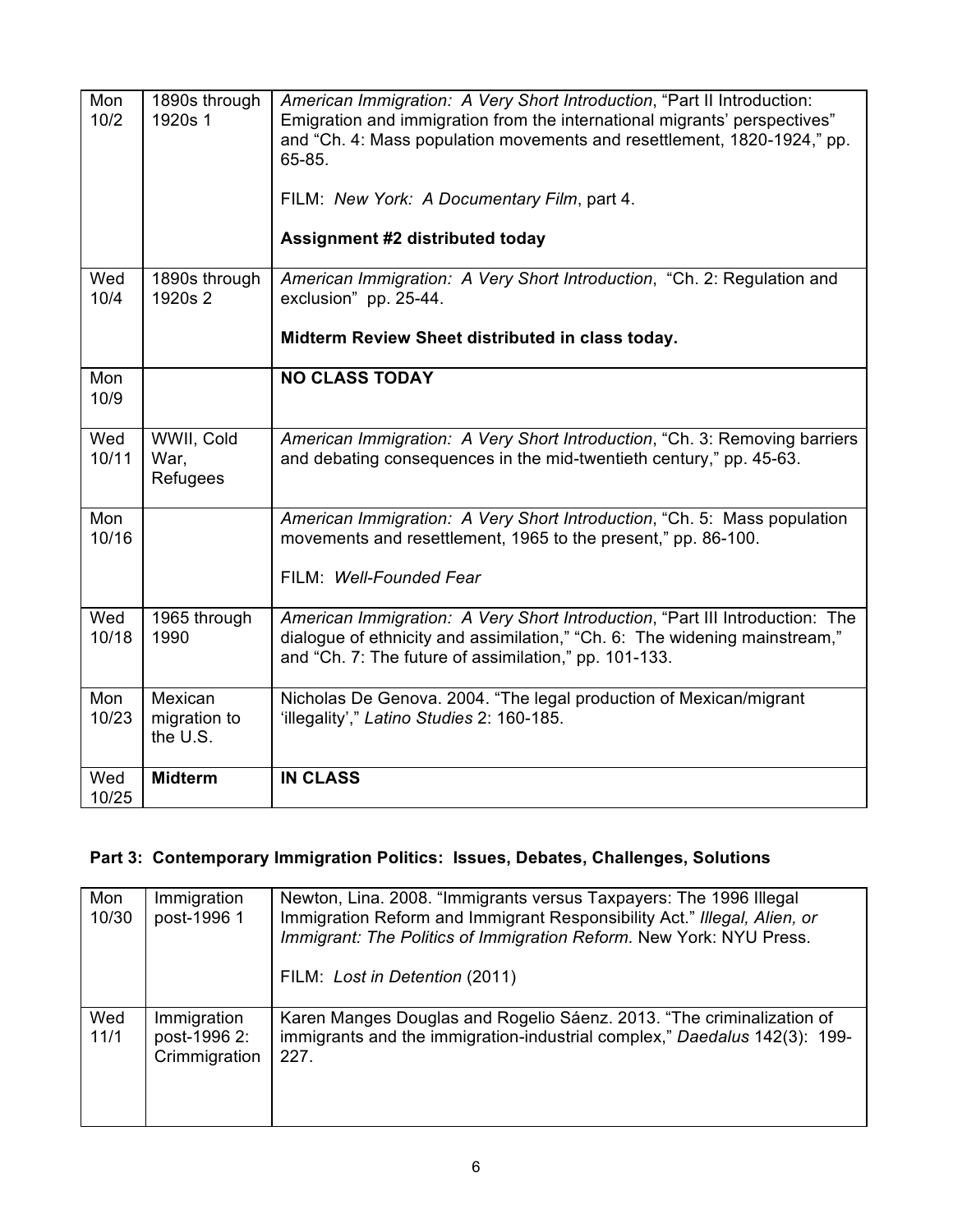| | | |
|---|---|---|
| Mon 10/2 | 1890s through 1920s 1 | *American Immigration: A Very Short Introduction*, "Part II Introduction: Emigration and immigration from the international migrants' perspectives" and "Ch. 4: Mass population movements and resettlement, 1820-1924," pp. 65-85.<br><br>FILM: *New York: A Documentary Film*, part 4.<br><br>**Assignment #2 distributed today** |
| Wed 10/4 | 1890s through 1920s 2 | *American Immigration: A Very Short Introduction*, "Ch. 2: Regulation and exclusion" pp. 25-44.<br><br>**Midterm Review Sheet distributed in class today.** |
| Mon 10/9 | | **NO CLASS TODAY** |
| Wed 10/11 | WWII, Cold War, Refugees | *American Immigration: A Very Short Introduction*, "Ch. 3: Removing barriers and debating consequences in the mid-twentieth century," pp. 45-63. |
| Mon 10/16 | | *American Immigration: A Very Short Introduction*, "Ch. 5: Mass population movements and resettlement, 1965 to the present," pp. 86-100.<br><br>FILM: *Well-Founded Fear* |
| Wed 10/18 | 1965 through 1990 | *American Immigration: A Very Short Introduction*, "Part III Introduction: The dialogue of ethnicity and assimilation," "Ch. 6: The widening mainstream," and "Ch. 7: The future of assimilation," pp. 101-133. |
| Mon 10/23 | Mexican migration to the U.S. | Nicholas De Genova. 2004. "The legal production of Mexican/migrant 'illegality'," *Latino Studies* 2: 160-185. |
| Wed 10/25 | **Midterm** | **IN CLASS** |

## Part 3: Contemporary Immigration Politics: Issues, Debates, Challenges, Solutions

| | | |
|---|---|---|
| Mon 10/30 | Immigration post-1996 1 | Newton, Lina. 2008. "Immigrants versus Taxpayers: The 1996 Illegal Immigration Reform and Immigrant Responsibility Act." *Illegal, Alien, or Immigrant: The Politics of Immigration Reform.* New York: NYU Press.<br><br>FILM: *Lost in Detention* (2011) |
| Wed 11/1 | Immigration post-1996 2: Crimmigration | Karen Manges Douglas and Rogelio Sáenz. 2013. "The criminalization of immigrants and the immigration-industrial complex," *Daedalus* 142(3): 199-227. |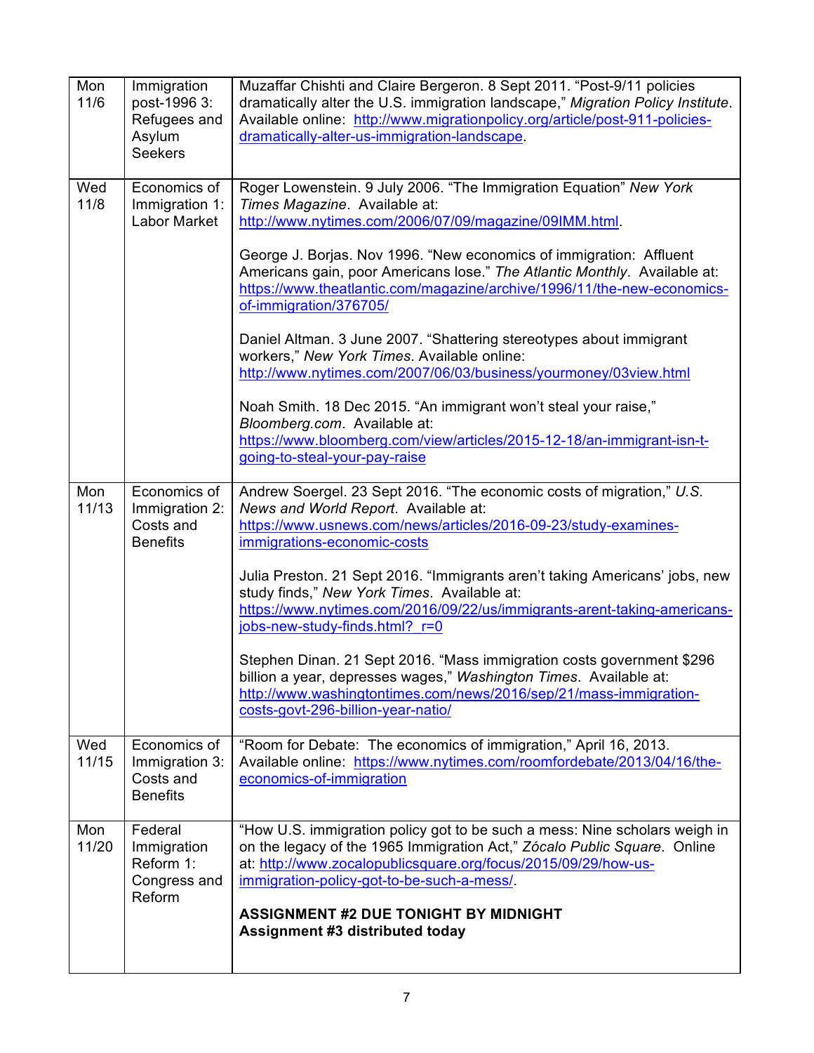| | | |
|---|---|---|
| Mon 11/6 | Immigration post-1996 3: Refugees and Asylum Seekers | Muzaffar Chishti and Claire Bergeron. 8 Sept 2011. "Post-9/11 policies dramatically alter the U.S. immigration landscape," *Migration Policy Institute*. Available online: http://www.migrationpolicy.org/article/post-911-policies-dramatically-alter-us-immigration-landscape. |
| Wed 11/8 | Economics of Immigration 1: Labor Market | Roger Lowenstein. 9 July 2006. "The Immigration Equation" *New York Times Magazine*. Available at: http://www.nytimes.com/2006/07/09/magazine/09IMM.html.<br><br>George J. Borjas. Nov 1996. "New economics of immigration: Affluent Americans gain, poor Americans lose." *The Atlantic Monthly*. Available at: https://www.theatlantic.com/magazine/archive/1996/11/the-new-economics-of-immigration/376705/<br><br>Daniel Altman. 3 June 2007. "Shattering stereotypes about immigrant workers," *New York Times*. Available online: http://www.nytimes.com/2007/06/03/business/yourmoney/03view.html<br><br>Noah Smith. 18 Dec 2015. "An immigrant won't steal your raise," *Bloomberg.com*. Available at: https://www.bloomberg.com/view/articles/2015-12-18/an-immigrant-isn-t-going-to-steal-your-pay-raise |
| Mon 11/13 | Economics of Immigration 2: Costs and Benefits | Andrew Soergel. 23 Sept 2016. "The economic costs of migration," *U.S. News and World Report*. Available at: https://www.usnews.com/news/articles/2016-09-23/study-examines-immigrations-economic-costs<br><br>Julia Preston. 21 Sept 2016. "Immigrants aren't taking Americans' jobs, new study finds," *New York Times*. Available at: https://www.nytimes.com/2016/09/22/us/immigrants-arent-taking-americans-jobs-new-study-finds.html?_r=0<br><br>Stephen Dinan. 21 Sept 2016. "Mass immigration costs government $296 billion a year, depresses wages," *Washington Times*. Available at: http://www.washingtontimes.com/news/2016/sep/21/mass-immigration-costs-govt-296-billion-year-natio/ |
| Wed 11/15 | Economics of Immigration 3: Costs and Benefits | "Room for Debate: The economics of immigration," April 16, 2013. Available online: https://www.nytimes.com/roomfordebate/2013/04/16/the-economics-of-immigration |
| Mon 11/20 | Federal Immigration Reform 1: Congress and Reform | "How U.S. immigration policy got to be such a mess: Nine scholars weigh in on the legacy of the 1965 Immigration Act," *Zócalo Public Square*. Online at: http://www.zocalopublicsquare.org/focus/2015/09/29/how-us-immigration-policy-got-to-be-such-a-mess/.<br><br>**ASSIGNMENT #2 DUE TONIGHT BY MIDNIGHT**<br>**Assignment #3 distributed today** |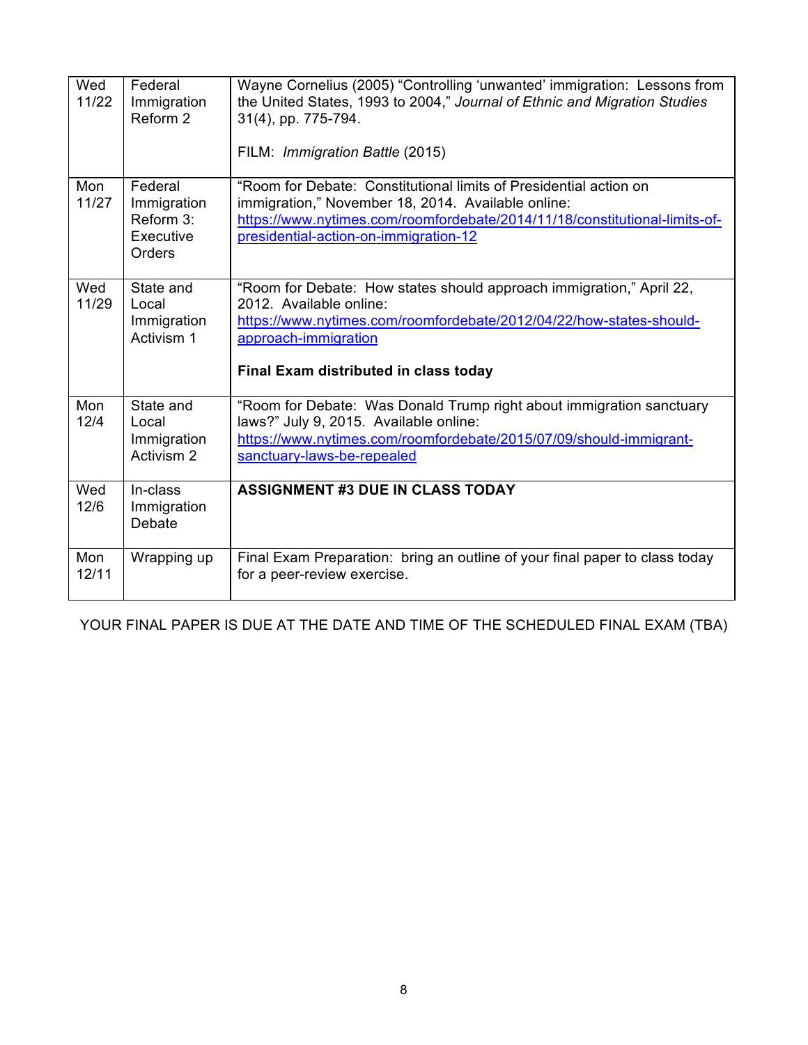| | | |
|---|---|---|
| Wed 11/22 | Federal Immigration Reform 2 | Wayne Cornelius (2005) "Controlling 'unwanted' immigration: Lessons from the United States, 1993 to 2004," *Journal of Ethnic and Migration Studies* 31(4), pp. 775-794.<br><br>FILM: *Immigration Battle* (2015) |
| Mon 11/27 | Federal Immigration Reform 3: Executive Orders | "Room for Debate: Constitutional limits of Presidential action on immigration," November 18, 2014. Available online: [https://www.nytimes.com/roomfordebate/2014/11/18/constitutional-limits-of-presidential-action-on-immigration-12](https://www.nytimes.com/roomfordebate/2014/11/18/constitutional-limits-of-presidential-action-on-immigration-12) |
| Wed 11/29 | State and Local Immigration Activism 1 | "Room for Debate: How states should approach immigration," April 22, 2012. Available online: [https://www.nytimes.com/roomfordebate/2012/04/22/how-states-should-approach-immigration](https://www.nytimes.com/roomfordebate/2012/04/22/how-states-should-approach-immigration)<br><br>**Final Exam distributed in class today** |
| Mon 12/4 | State and Local Immigration Activism 2 | "Room for Debate: Was Donald Trump right about immigration sanctuary laws?" July 9, 2015. Available online: [https://www.nytimes.com/roomfordebate/2015/07/09/should-immigrant-sanctuary-laws-be-repealed](https://www.nytimes.com/roomfordebate/2015/07/09/should-immigrant-sanctuary-laws-be-repealed) |
| Wed 12/6 | In-class Immigration Debate | **ASSIGNMENT #3 DUE IN CLASS TODAY** |
| Mon 12/11 | Wrapping up | Final Exam Preparation: bring an outline of your final paper to class today for a peer-review exercise. |

YOUR FINAL PAPER IS DUE AT THE DATE AND TIME OF THE SCHEDULED FINAL EXAM (TBA)